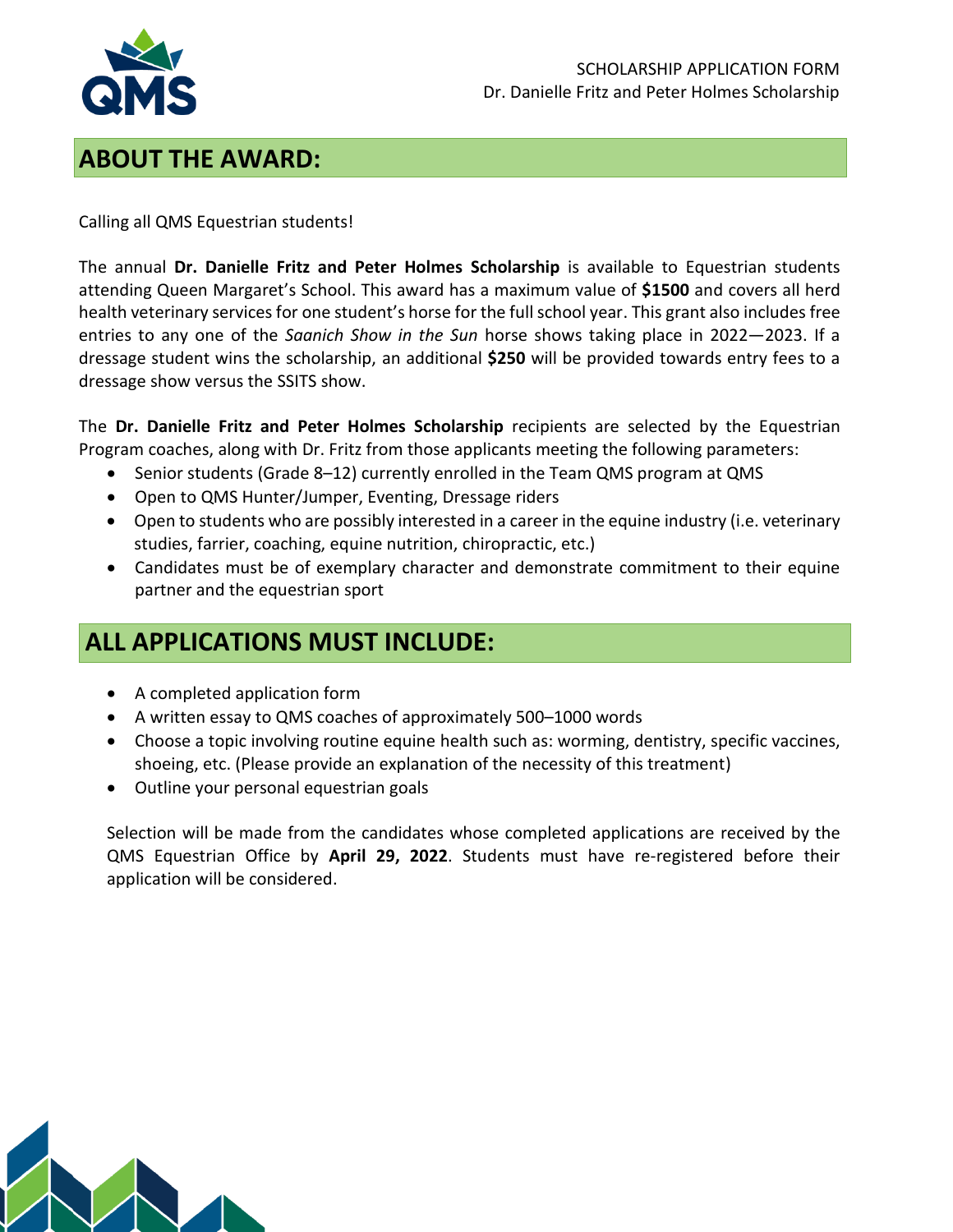SCHOLARSHIP APPLICATION FORM
Dr. Danielle Fritz and Peter Holmes Scholarship

## ABOUT THE AWARD:

Calling all QMS Equestrian students!

The annual **Dr. Danielle Fritz and Peter Holmes Scholarship** is available to Equestrian students attending Queen Margaret's School. This award has a maximum value of **$1500** and covers all herd health veterinary services for one student's horse for the full school year. This grant also includes free entries to any one of the *Saanich Show in the Sun* horse shows taking place in 2022—2023. If a dressage student wins the scholarship, an additional **$250** will be provided towards entry fees to a dressage show versus the SSITS show.

The **Dr. Danielle Fritz and Peter Holmes Scholarship** recipients are selected by the Equestrian Program coaches, along with Dr. Fritz from those applicants meeting the following parameters:

- Senior students (Grade 8–12) currently enrolled in the Team QMS program at QMS
- Open to QMS Hunter/Jumper, Eventing, Dressage riders
- Open to students who are possibly interested in a career in the equine industry (i.e. veterinary studies, farrier, coaching, equine nutrition, chiropractic, etc.)
- Candidates must be of exemplary character and demonstrate commitment to their equine partner and the equestrian sport

## ALL APPLICATIONS MUST INCLUDE:

- A completed application form
- A written essay to QMS coaches of approximately 500–1000 words
- Choose a topic involving routine equine health such as: worming, dentistry, specific vaccines, shoeing, etc. (Please provide an explanation of the necessity of this treatment)
- Outline your personal equestrian goals

Selection will be made from the candidates whose completed applications are received by the QMS Equestrian Office by **April 29, 2022**. Students must have re-registered before their application will be considered.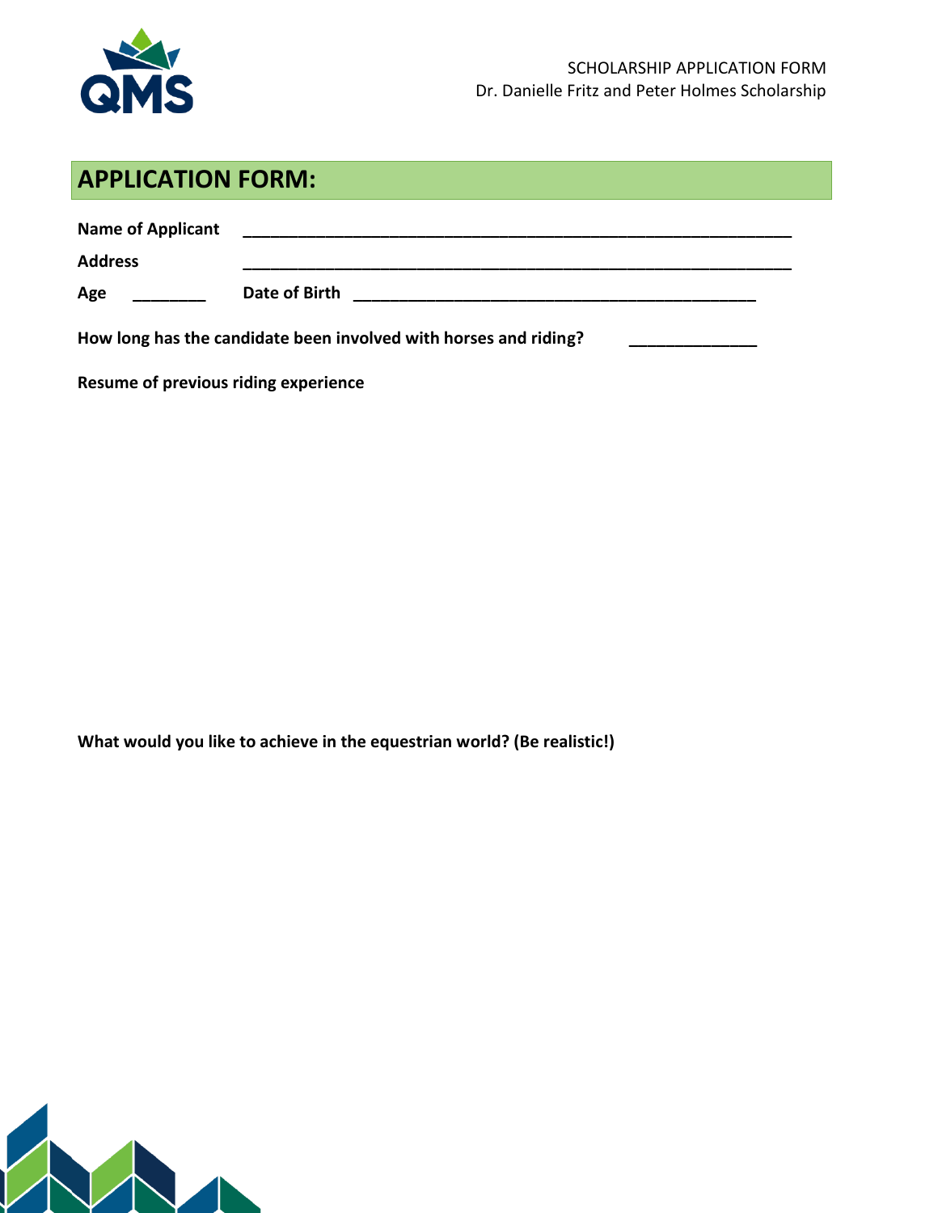SCHOLARSHIP APPLICATION FORM
Dr. Danielle Fritz and Peter Holmes Scholarship

## APPLICATION FORM:

**Name of Applicant** ______________________________________________________________

**Address** ______________________________________________________________

**Age** ________ **Date of Birth** ______________________________________________

**How long has the candidate been involved with horses and riding?** ______________

**Resume of previous riding experience**

**What would you like to achieve in the equestrian world? (Be realistic!)**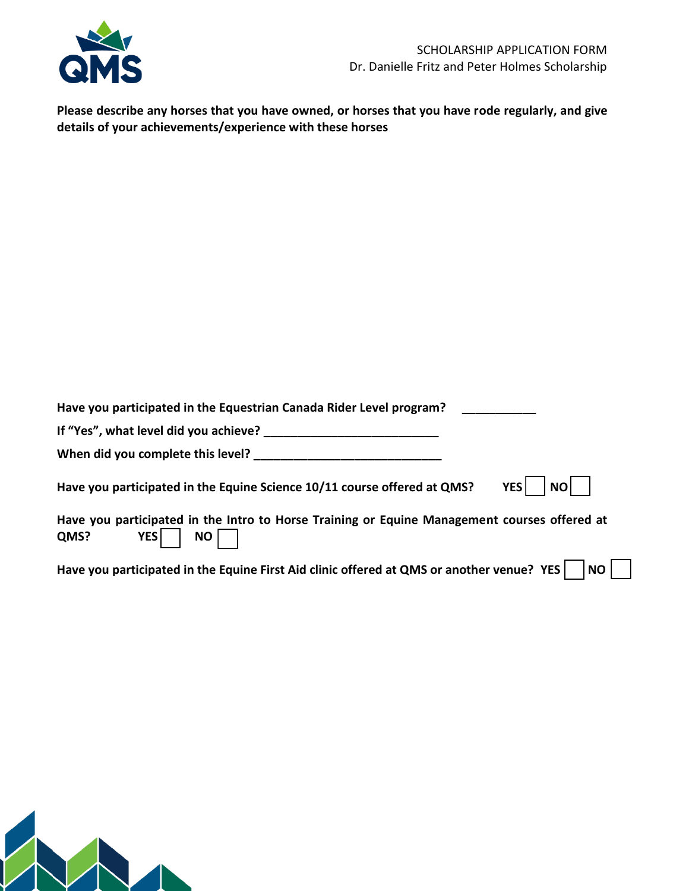SCHOLARSHIP APPLICATION FORM
Dr. Danielle Fritz and Peter Holmes Scholarship

**Please describe any horses that you have owned, or horses that you have rode regularly, and give details of your achievements/experience with these horses**

**Have you participated in the Equestrian Canada Rider Level program?** ___________

**If "Yes", what level did you achieve?** __________________________

**When did you complete this level?** ____________________________

**Have you participated in the Equine Science 10/11 course offered at QMS?** **YES** ☐ **NO** ☐

**Have you participated in the Intro to Horse Training or Equine Management courses offered at QMS?** **YES** ☐ **NO** ☐

**Have you participated in the Equine First Aid clinic offered at QMS or another venue?** **YES** ☐ **NO** ☐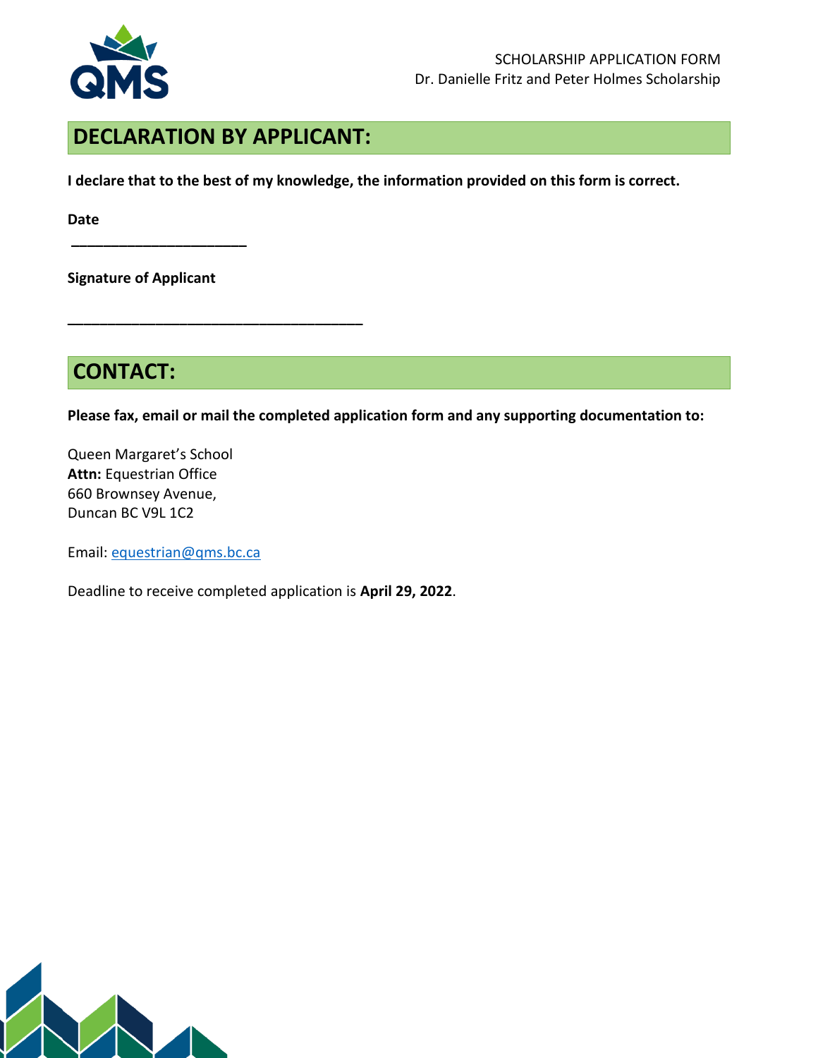## DECLARATION BY APPLICANT:

**I declare that to the best of my knowledge, the information provided on this form is correct.**

**Date**

______________________

**Signature of Applicant**

_____________________________________

## CONTACT:

**Please fax, email or mail the completed application form and any supporting documentation to:**

Queen Margaret's School
**Attn:** Equestrian Office
660 Brownsey Avenue,
Duncan BC V9L 1C2

Email: equestrian@qms.bc.ca

Deadline to receive completed application is **April 29, 2022**.